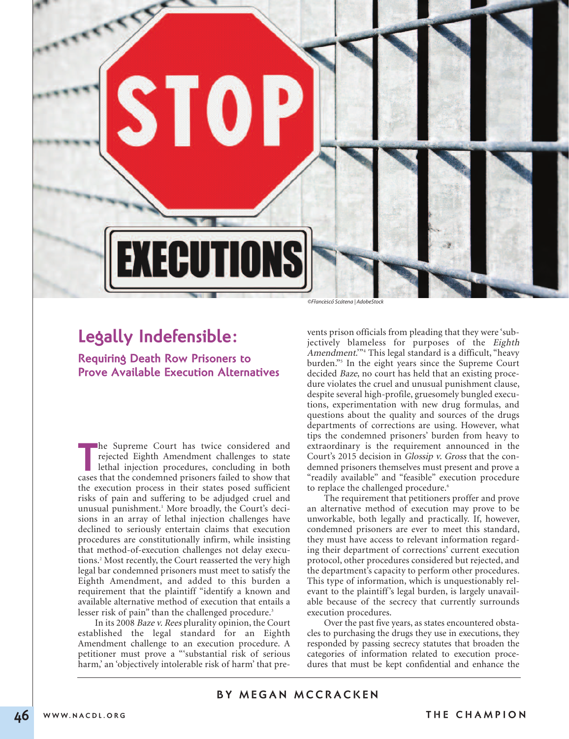©Francesco Scatena | AdobeStock

# Legally Indefensible:

## Requiring Death Row Prisoners to Prove Available Execution Alternatives

BY MEGAN MCCRACKEN

The Supreme Court has twice considered and rejected Eighth Amendment challenges to state lethal injection procedures, concluding in both cases that the condemned prisoners failed to show that the execution process in their states posed sufficient risks of pain and suffering to be adjudged cruel and unusual punishment.[1] More broadly, the Court's decisions in an array of lethal injection challenges have declined to seriously entertain claims that execution procedures are constitutionally infirm, while insisting that method-of-execution challenges not delay executions.[2] Most recently, the Court reasserted the very high legal bar condemned prisoners must meet to satisfy the Eighth Amendment, and added to this burden a requirement that the plaintiff "identify a known and available alternative method of execution that entails a lesser risk of pain" than the challenged procedure.[3]

In its 2008 *Baze v. Rees* plurality opinion, the Court established the legal standard for an Eighth Amendment challenge to an execution procedure. A petitioner must prove a "'substantial risk of serious harm,' an 'objectively intolerable risk of harm' that prevents prison officials from pleading that they were 'subjectively blameless for purposes of the *Eighth Amendment*.'"[4] This legal standard is a difficult, "heavy burden."[5] In the eight years since the Supreme Court decided *Baze*, no court has held that an existing procedure violates the cruel and unusual punishment clause, despite several high-profile, gruesomely bungled executions, experimentation with new drug formulas, and questions about the quality and sources of the drugs departments of corrections are using. However, what tips the condemned prisoners' burden from heavy to extraordinary is the requirement announced in the Court's 2015 decision in *Glossip v. Gross* that the condemned prisoners themselves must present and prove a "readily available" and "feasible" execution procedure to replace the challenged procedure.[6]

The requirement that petitioners proffer and prove an alternative method of execution may prove to be unworkable, both legally and practically. If, however, condemned prisoners are ever to meet this standard, they must have access to relevant information regarding their department of corrections' current execution protocol, other procedures considered but rejected, and the department's capacity to perform other procedures. This type of information, which is unquestionably relevant to the plaintiff's legal burden, is largely unavailable because of the secrecy that currently surrounds execution procedures.

Over the past five years, as states encountered obstacles to purchasing the drugs they use in executions, they responded by passing secrecy statutes that broaden the categories of information related to execution procedures that must be kept confidential and enhance the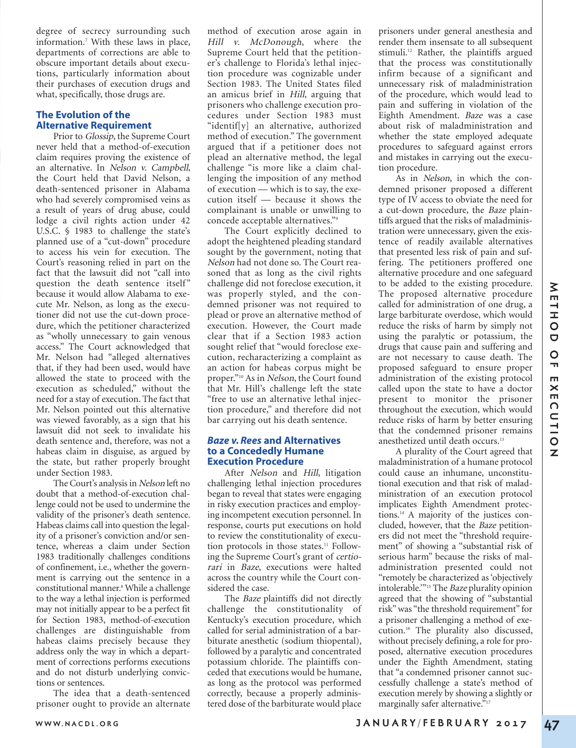degree of secrecy surrounding such information.[7] With these laws in place, departments of corrections are able to obscure important details about executions, particularly information about their purchases of execution drugs and what, specifically, those drugs are.

### The Evolution of the Alternative Requirement

Prior to *Glossip*, the Supreme Court never held that a method-of-execution claim requires proving the existence of an alternative. In *Nelson v. Campbell*, the Court held that David Nelson, a death-sentenced prisoner in Alabama who had severely compromised veins as a result of years of drug abuse, could lodge a civil rights action under 42 U.S.C. § 1983 to challenge the state's planned use of a "cut-down" procedure to access his vein for execution. The Court's reasoning relied in part on the fact that the lawsuit did not "call into question the death sentence itself" because it would allow Alabama to execute Mr. Nelson, as long as the executioner did not use the cut-down procedure, which the petitioner characterized as "wholly unnecessary to gain venous access." The Court acknowledged that Mr. Nelson had "alleged alternatives that, if they had been used, would have allowed the state to proceed with the execution as scheduled," without the need for a stay of execution. The fact that Mr. Nelson pointed out this alternative was viewed favorably, as a sign that his lawsuit did not seek to invalidate his death sentence and, therefore, was not a habeas claim in disguise, as argued by the state, but rather properly brought under Section 1983.

The Court's analysis in *Nelson* left no doubt that a method-of-execution challenge could not be used to undermine the validity of the prisoner's death sentence. Habeas claims call into question the legality of a prisoner's conviction and/or sentence, whereas a claim under Section 1983 traditionally challenges conditions of confinement, i.e., whether the government is carrying out the sentence in a constitutional manner.[8] While a challenge to the way a lethal injection is performed may not initially appear to be a perfect fit for Section 1983, method-of-execution challenges are distinguishable from habeas claims precisely because they address only the way in which a department of corrections performs executions and do not disturb underlying convictions or sentences.

The idea that a death-sentenced prisoner ought to provide an alternate method of execution arose again in *Hill v. McDonough*, where the Supreme Court held that the petitioner's challenge to Florida's lethal injection procedure was cognizable under Section 1983. The United States filed an amicus brief in *Hill*, arguing that prisoners who challenge execution procedures under Section 1983 must "identif[y] an alternative, authorized method of execution." The government argued that if a petitioner does not plead an alternative method, the legal challenge "is more like a claim challenging the imposition of any method of execution — which is to say, the execution itself — because it shows the complainant is unable or unwilling to concede acceptable alternatives."[9]

The Court explicitly declined to adopt the heightened pleading standard sought by the government, noting that *Nelson* had not done so. The Court reasoned that as long as the civil rights challenge did not foreclose execution, it was properly styled, and the condemned prisoner was not required to plead or prove an alternative method of execution. However, the Court made clear that if a Section 1983 action sought relief that "would foreclose execution, recharacterizing a complaint as an action for habeas corpus might be proper."[10] As in *Nelson*, the Court found that Mr. Hill's challenge left the state "free to use an alternative lethal injection procedure," and therefore did not bar carrying out his death sentence.

### *Baze v. Rees* and Alternatives to a Concededly Humane Execution Procedure

After *Nelson* and *Hill*, litigation challenging lethal injection procedures began to reveal that states were engaging in risky execution practices and employing incompetent execution personnel. In response, courts put executions on hold to review the constitutionality of execution protocols in those states.[11] Following the Supreme Court's grant of *certiorari* in *Baze*, executions were halted across the country while the Court considered the case.

The *Baze* plaintiffs did not directly challenge the constitutionality of Kentucky's execution procedure, which called for serial administration of a barbiturate anesthetic (sodium thiopental), followed by a paralytic and concentrated potassium chloride. The plaintiffs conceded that executions would be humane, as long as the protocol was performed correctly, because a properly administered dose of the barbiturate would place prisoners under general anesthesia and render them insensate to all subsequent stimuli.[12] Rather, the plaintiffs argued that the process was constitutionally infirm because of a significant and unnecessary risk of maladministration of the procedure, which would lead to pain and suffering in violation of the Eighth Amendment. *Baze* was a case about risk of maladministration and whether the state employed adequate procedures to safeguard against errors and mistakes in carrying out the execution procedure.

As in *Nelson*, in which the condemned prisoner proposed a different type of IV access to obviate the need for a cut-down procedure, the *Baze* plaintiffs argued that the risks of maladministration were unnecessary, given the existence of readily available alternatives that presented less risk of pain and suffering. The petitioners proffered one alternative procedure and one safeguard to be added to the existing procedure. The proposed alternative procedure called for administration of one drug, a large barbiturate overdose, which would reduce the risks of harm by simply not using the paralytic or potassium, the drugs that cause pain and suffering and are not necessary to cause death. The proposed safeguard to ensure proper administration of the existing protocol called upon the state to have a doctor present to monitor the prisoner throughout the execution, which would reduce risks of harm by better ensuring that the condemned prisoner remains anesthetized until death occurs.[13]

A plurality of the Court agreed that maladministration of a humane protocol could cause an inhumane, unconstitutional execution and that risk of maladministration of an execution protocol implicates Eighth Amendment protections.[14] A majority of the justices concluded, however, that the *Baze* petitioners did not meet the "threshold requirement" of showing a "substantial risk of serious harm" because the risks of maladministration presented could not "remotely be characterized as 'objectively intolerable.'"[15] The *Baze* plurality opinion agreed that the showing of "substantial risk" was "the threshold requirement" for a prisoner challenging a method of execution.[16] The plurality also discussed, without precisely defining, a role for proposed, alternative execution procedures under the Eighth Amendment, stating that "a condemned prisoner cannot successfully challenge a state's method of execution merely by showing a slightly or marginally safer alternative."[17]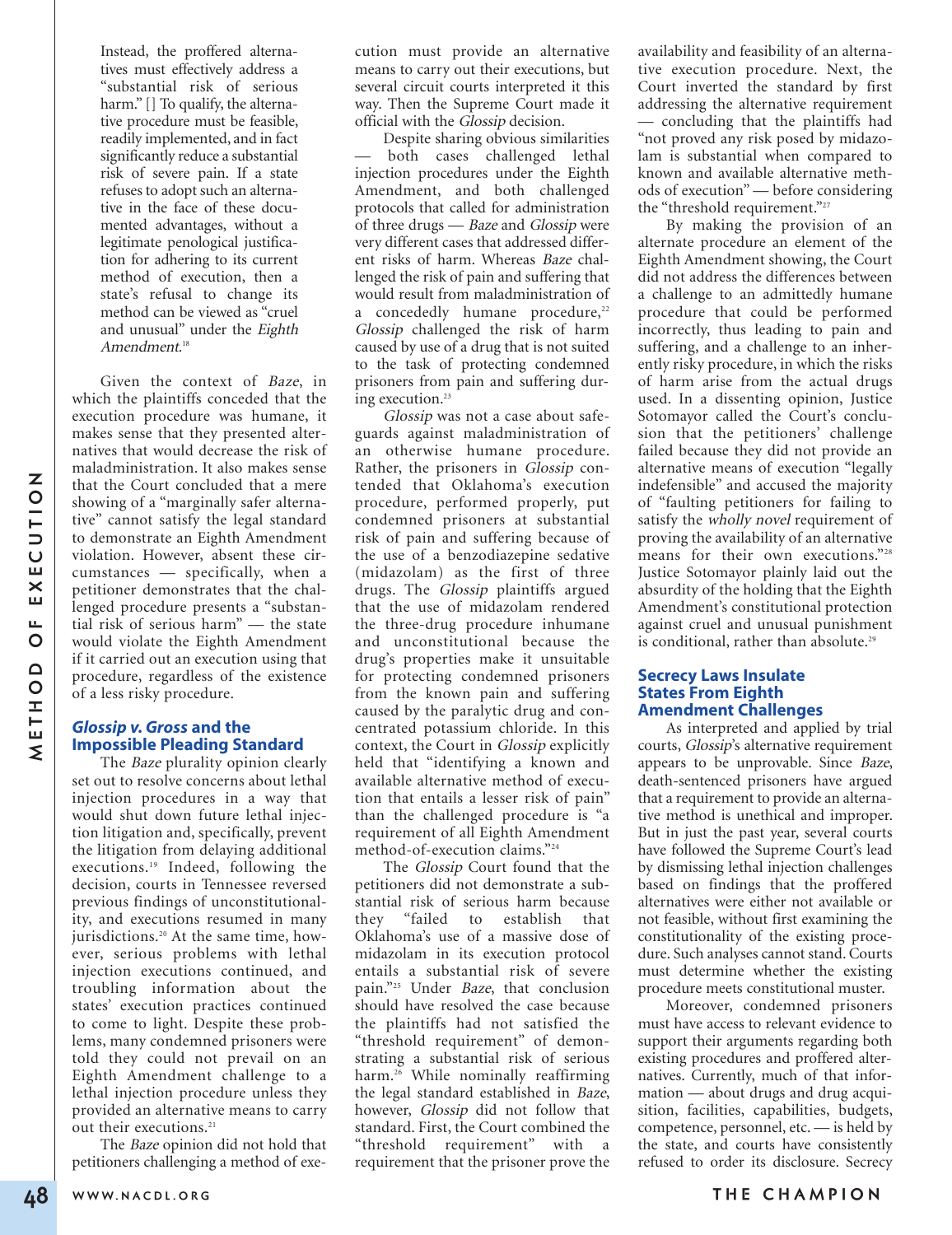> Instead, the proffered alternatives must effectively address a "substantial risk of serious harm." [] To qualify, the alternative procedure must be feasible, readily implemented, and in fact significantly reduce a substantial risk of severe pain. If a state refuses to adopt such an alternative in the face of these documented advantages, without a legitimate penological justification for adhering to its current method of execution, then a state's refusal to change its method can be viewed as "cruel and unusual" under the *Eighth Amendment*.[18]

Given the context of *Baze*, in which the plaintiffs conceded that the execution procedure was humane, it makes sense that they presented alternatives that would decrease the risk of maladministration. It also makes sense that the Court concluded that a mere showing of a "marginally safer alternative" cannot satisfy the legal standard to demonstrate an Eighth Amendment violation. However, absent these circumstances — specifically, when a petitioner demonstrates that the challenged procedure presents a "substantial risk of serious harm" — the state would violate the Eighth Amendment if it carried out an execution using that procedure, regardless of the existence of a less risky procedure.

## *Glossip v. Gross* and the Impossible Pleading Standard

The *Baze* plurality opinion clearly set out to resolve concerns about lethal injection procedures in a way that would shut down future lethal injection litigation and, specifically, prevent the litigation from delaying additional executions.[19] Indeed, following the decision, courts in Tennessee reversed previous findings of unconstitutionality, and executions resumed in many jurisdictions.[20] At the same time, however, serious problems with lethal injection executions continued, and troubling information about the states' execution practices continued to come to light. Despite these problems, many condemned prisoners were told they could not prevail on an Eighth Amendment challenge to a lethal injection procedure unless they provided an alternative means to carry out their executions.[21]

The *Baze* opinion did not hold that petitioners challenging a method of execution must provide an alternative means to carry out their executions, but several circuit courts interpreted it this way. Then the Supreme Court made it official with the *Glossip* decision.

Despite sharing obvious similarities — both cases challenged lethal injection procedures under the Eighth Amendment, and both challenged protocols that called for administration of three drugs — *Baze* and *Glossip* were very different cases that addressed different risks of harm. Whereas *Baze* challenged the risk of pain and suffering that would result from maladministration of a concededly humane procedure,[22] *Glossip* challenged the risk of harm caused by use of a drug that is not suited to the task of protecting condemned prisoners from pain and suffering during execution.[23]

*Glossip* was not a case about safeguards against maladministration of an otherwise humane procedure. Rather, the prisoners in *Glossip* contended that Oklahoma's execution procedure, performed properly, put condemned prisoners at substantial risk of pain and suffering because of the use of a benzodiazepine sedative (midazolam) as the first of three drugs. The *Glossip* plaintiffs argued that the use of midazolam rendered the three-drug procedure inhumane and unconstitutional because the drug's properties make it unsuitable for protecting condemned prisoners from the known pain and suffering caused by the paralytic drug and concentrated potassium chloride. In this context, the Court in *Glossip* explicitly held that "identifying a known and available alternative method of execution that entails a lesser risk of pain" than the challenged procedure is "a requirement of all Eighth Amendment method-of-execution claims."[24]

The *Glossip* Court found that the petitioners did not demonstrate a substantial risk of serious harm because they "failed to establish that Oklahoma's use of a massive dose of midazolam in its execution protocol entails a substantial risk of severe pain."[25] Under *Baze*, that conclusion should have resolved the case because the plaintiffs had not satisfied the "threshold requirement" of demonstrating a substantial risk of serious harm.[26] While nominally reaffirming the legal standard established in *Baze*, however, *Glossip* did not follow that standard. First, the Court combined the "threshold requirement" with a requirement that the prisoner prove the availability and feasibility of an alternative execution procedure. Next, the Court inverted the standard by first addressing the alternative requirement — concluding that the plaintiffs had "not proved any risk posed by midazolam is substantial when compared to known and available alternative methods of execution" — before considering the "threshold requirement."[27]

By making the provision of an alternate procedure an element of the Eighth Amendment showing, the Court did not address the differences between a challenge to an admittedly humane procedure that could be performed incorrectly, thus leading to pain and suffering, and a challenge to an inherently risky procedure, in which the risks of harm arise from the actual drugs used. In a dissenting opinion, Justice Sotomayor called the Court's conclusion that the petitioners' challenge failed because they did not provide an alternative means of execution "legally indefensible" and accused the majority of "faulting petitioners for failing to satisfy the *wholly novel* requirement of proving the availability of an alternative means for their own executions."[28] Justice Sotomayor plainly laid out the absurdity of the holding that the Eighth Amendment's constitutional protection against cruel and unusual punishment is conditional, rather than absolute.[29]

## Secrecy Laws Insulate States From Eighth Amendment Challenges

As interpreted and applied by trial courts, *Glossip*'s alternative requirement appears to be unprovable. Since *Baze*, death-sentenced prisoners have argued that a requirement to provide an alternative method is unethical and improper. But in just the past year, several courts have followed the Supreme Court's lead by dismissing lethal injection challenges based on findings that the proffered alternatives were either not available or not feasible, without first examining the constitutionality of the existing procedure. Such analyses cannot stand. Courts must determine whether the existing procedure meets constitutional muster.

Moreover, condemned prisoners must have access to relevant evidence to support their arguments regarding both existing procedures and proffered alternatives. Currently, much of that information — about drugs and drug acquisition, facilities, capabilities, budgets, competence, personnel, etc. — is held by the state, and courts have consistently refused to order its disclosure. Secrecy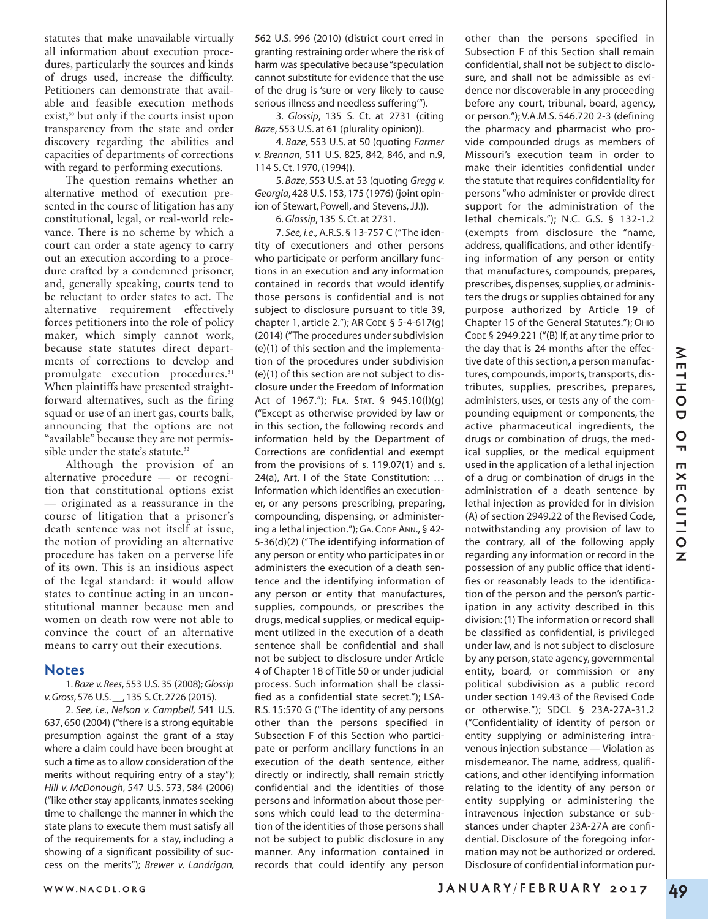statutes that make unavailable virtually all information about execution procedures, particularly the sources and kinds of drugs used, increase the difficulty. Petitioners can demonstrate that available and feasible execution methods exist,[30] but only if the courts insist upon transparency from the state and order discovery regarding the abilities and capacities of departments of corrections with regard to performing executions.

The question remains whether an alternative method of execution presented in the course of litigation has any constitutional, legal, or real-world relevance. There is no scheme by which a court can order a state agency to carry out an execution according to a procedure crafted by a condemned prisoner, and, generally speaking, courts tend to be reluctant to order states to act. The alternative requirement effectively forces petitioners into the role of policy maker, which simply cannot work, because state statutes direct departments of corrections to develop and promulgate execution procedures.[31] When plaintiffs have presented straightforward alternatives, such as the firing squad or use of an inert gas, courts balk, announcing that the options are not "available" because they are not permissible under the state's statute.[32]

Although the provision of an alternative procedure — or recognition that constitutional options exist — originated as a reassurance in the course of litigation that a prisoner's death sentence was not itself at issue, the notion of providing an alternative procedure has taken on a perverse life of its own. This is an insidious aspect of the legal standard: it would allow states to continue acting in an unconstitutional manner because men and women on death row were not able to convince the court of an alternative means to carry out their executions.

## Notes

1. *Baze v. Rees*, 553 U.S. 35 (2008); *Glossip v. Gross*, 576 U.S. __, 135 S. Ct. 2726 (2015).

2. *See, i.e., Nelson v. Campbell,* 541 U.S. 637, 650 (2004) ("there is a strong equitable presumption against the grant of a stay where a claim could have been brought at such a time as to allow consideration of the merits without requiring entry of a stay"); *Hill v. McDonough*, 547 U.S. 573, 584 (2006) ("like other stay applicants, inmates seeking time to challenge the manner in which the state plans to execute them must satisfy all of the requirements for a stay, including a showing of a significant possibility of success on the merits"); *Brewer v. Landrigan,* 562 U.S. 996 (2010) (district court erred in granting restraining order where the risk of harm was speculative because "speculation cannot substitute for evidence that the use of the drug is 'sure or very likely to cause serious illness and needless suffering'").

3. *Glossip*, 135 S. Ct. at 2731 (citing *Baze*, 553 U.S. at 61 (plurality opinion)).

4. *Baze*, 553 U.S. at 50 (quoting *Farmer v. Brennan*, 511 U.S. 825, 842, 846, and n.9, 114 S. Ct. 1970, (1994)).

5. *Baze*, 553 U.S. at 53 (quoting *Gregg v. Georgia*, 428 U.S. 153, 175 (1976) (joint opinion of Stewart, Powell, and Stevens, JJ.)).

6. *Glossip*, 135 S. Ct. at 2731.

7. *See, i.e.,* A.R.S. § 13-757 C ("The identity of executioners and other persons who participate or perform ancillary functions in an execution and any information contained in records that would identify those persons is confidential and is not subject to disclosure pursuant to title 39, chapter 1, article 2."); AR CODE § 5-4-617(g) (2014) ("The procedures under subdivision (e)(1) of this section and the implementation of the procedures under subdivision (e)(1) of this section are not subject to disclosure under the Freedom of Information Act of 1967."); FLA. STAT. § 945.10(l)(g) ("Except as otherwise provided by law or in this section, the following records and information held by the Department of Corrections are confidential and exempt from the provisions of s. 119.07(1) and s. 24(a), Art. I of the State Constitution: … Information which identifies an executioner, or any persons prescribing, preparing, compounding, dispensing, or administering a lethal injection."); GA. CODE ANN., § 42-5-36(d)(2) ("The identifying information of any person or entity who participates in or administers the execution of a death sentence and the identifying information of any person or entity that manufactures, supplies, compounds, or prescribes the drugs, medical supplies, or medical equipment utilized in the execution of a death sentence shall be confidential and shall not be subject to disclosure under Article 4 of Chapter 18 of Title 50 or under judicial process. Such information shall be classified as a confidential state secret."); LSA-R.S. 15:570 G ("The identity of any persons other than the persons specified in Subsection F of this Section who participate or perform ancillary functions in an execution of the death sentence, either directly or indirectly, shall remain strictly confidential and the identities of those persons and information about those persons which could lead to the determination of the identities of those persons shall not be subject to public disclosure in any manner. Any information contained in records that could identify any person other than the persons specified in Subsection F of this Section shall remain confidential, shall not be subject to disclosure, and shall not be admissible as evidence nor discoverable in any proceeding before any court, tribunal, board, agency, or person."); V.A.M.S. 546.720 2-3 (defining the pharmacy and pharmacist who provide compounded drugs as members of Missouri's execution team in order to make their identities confidential under the statute that requires confidentiality for persons "who administer or provide direct support for the administration of the lethal chemicals."); N.C. G.S. § 132-1.2 (exempts from disclosure the "name, address, qualifications, and other identifying information of any person or entity that manufactures, compounds, prepares, prescribes, dispenses, supplies, or administers the drugs or supplies obtained for any purpose authorized by Article 19 of Chapter 15 of the General Statutes."); OHIO CODE § 2949.221 ("(B) If, at any time prior to the day that is 24 months after the effective date of this section, a person manufactures, compounds, imports, transports, distributes, supplies, prescribes, prepares, administers, uses, or tests any of the compounding equipment or components, the active pharmaceutical ingredients, the drugs or combination of drugs, the medical supplies, or the medical equipment used in the application of a lethal injection of a drug or combination of drugs in the administration of a death sentence by lethal injection as provided for in division (A) of section 2949.22 of the Revised Code, notwithstanding any provision of law to the contrary, all of the following apply regarding any information or record in the possession of any public office that identifies or reasonably leads to the identification of the person and the person's participation in any activity described in this division: (1) The information or record shall be classified as confidential, is privileged under law, and is not subject to disclosure by any person, state agency, governmental entity, board, or commission or any political subdivision as a public record under section 149.43 of the Revised Code or otherwise."); SDCL § 23A-27A-31.2 ("Confidentiality of identity of person or entity supplying or administering intravenous injection substance — Violation as misdemeanor. The name, address, qualifications, and other identifying information relating to the identity of any person or entity supplying or administering the intravenous injection substance or substances under chapter 23A-27A are confidential. Disclosure of the foregoing information may not be authorized or ordered. Disclosure of confidential information pur-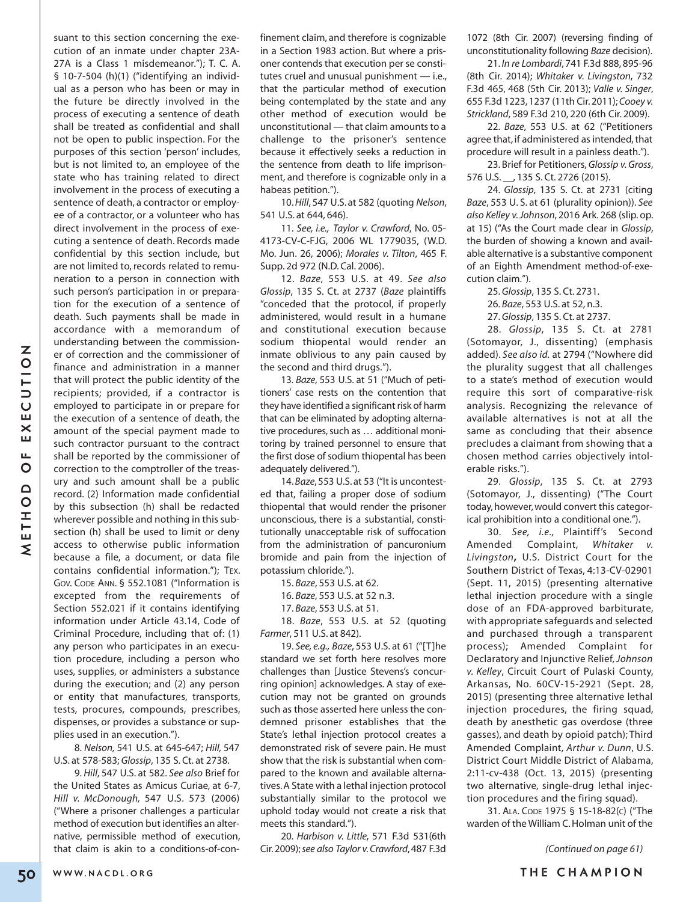suant to this section concerning the execution of an inmate under chapter 23A-27A is a Class 1 misdemeanor."); T. C. A. § 10-7-504 (h)(1) ("identifying an individual as a person who has been or may in the future be directly involved in the process of executing a sentence of death shall be treated as confidential and shall not be open to public inspection. For the purposes of this section 'person' includes, but is not limited to, an employee of the state who has training related to direct involvement in the process of executing a sentence of death, a contractor or employee of a contractor, or a volunteer who has direct involvement in the process of executing a sentence of death. Records made confidential by this section include, but are not limited to, records related to remuneration to a person in connection with such person's participation in or preparation for the execution of a sentence of death. Such payments shall be made in accordance with a memorandum of understanding between the commissioner of correction and the commissioner of finance and administration in a manner that will protect the public identity of the recipients; provided, if a contractor is employed to participate in or prepare for the execution of a sentence of death, the amount of the special payment made to such contractor pursuant to the contract shall be reported by the commissioner of correction to the comptroller of the treasury and such amount shall be a public record. (2) Information made confidential by this subsection (h) shall be redacted wherever possible and nothing in this subsection (h) shall be used to limit or deny access to otherwise public information because a file, a document, or data file contains confidential information."); TEX. GOV. CODE ANN. § 552.1081 ("Information is excepted from the requirements of Section 552.021 if it contains identifying information under Article 43.14, Code of Criminal Procedure, including that of: (1) any person who participates in an execution procedure, including a person who uses, supplies, or administers a substance during the execution; and (2) any person or entity that manufactures, transports, tests, procures, compounds, prescribes, dispenses, or provides a substance or supplies used in an execution.").

8. *Nelson,* 541 U.S. at 645-647; *Hill,* 547 U.S. at 578-583; *Glossip*, 135 S. Ct. at 2738.

9. *Hill*, 547 U.S. at 582. *See also* Brief for the United States as Amicus Curiae, at 6-7, *Hill v. McDonough,* 547 U.S. 573 (2006) ("Where a prisoner challenges a particular method of execution but identifies an alternative, permissible method of execution, that claim is akin to a conditions-of-confinement claim, and therefore is cognizable in a Section 1983 action. But where a prisoner contends that execution per se constitutes cruel and unusual punishment — i.e., that the particular method of execution being contemplated by the state and any other method of execution would be unconstitutional — that claim amounts to a challenge to the prisoner's sentence because it effectively seeks a reduction in the sentence from death to life imprisonment, and therefore is cognizable only in a habeas petition.").

10. *Hill*, 547 U.S. at 582 (quoting *Nelson*, 541 U.S. at 644, 646).

11. *See, i.e., Taylor v. Crawford*, No. 05-4173-CV-C-FJG, 2006 WL 1779035, (W.D. Mo. Jun. 26, 2006); *Morales v. Tilton*, 465 F. Supp. 2d 972 (N.D. Cal. 2006).

12. *Baze*, 553 U.S. at 49. *See also Glossip*, 135 S. Ct. at 2737 (*Baze* plaintiffs "conceded that the protocol, if properly administered, would result in a humane and constitutional execution because sodium thiopental would render an inmate oblivious to any pain caused by the second and third drugs.").

13. *Baze*, 553 U.S. at 51 ("Much of petitioners' case rests on the contention that they have identified a significant risk of harm that can be eliminated by adopting alternative procedures, such as … additional monitoring by trained personnel to ensure that the first dose of sodium thiopental has been adequately delivered.").

14. *Baze*, 553 U.S. at 53 ("It is uncontested that, failing a proper dose of sodium thiopental that would render the prisoner unconscious, there is a substantial, constitutionally unacceptable risk of suffocation from the administration of pancuronium bromide and pain from the injection of potassium chloride.").

15. *Baze*, 553 U.S. at 62.

16. *Baze*, 553 U.S. at 52 n.3.

17. *Baze*, 553 U.S. at 51.

18. *Baze*, 553 U.S. at 52 (quoting *Farmer*, 511 U.S. at 842).

19. *See, e.g., Baze*, 553 U.S. at 61 ("[T]he standard we set forth here resolves more challenges than [Justice Stevens's concurring opinion] acknowledges. A stay of execution may not be granted on grounds such as those asserted here unless the condemned prisoner establishes that the State's lethal injection protocol creates a demonstrated risk of severe pain. He must show that the risk is substantial when compared to the known and available alternatives. A State with a lethal injection protocol substantially similar to the protocol we uphold today would not create a risk that meets this standard.").

20. *Harbison v. Little*, 571 F.3d 531(6th Cir. 2009); *see also Taylor v. Crawford*, 487 F.3d 1072 (8th Cir. 2007) (reversing finding of unconstitutionality following *Baze* decision).

21. *In re Lombardi*, 741 F.3d 888, 895-96 (8th Cir. 2014); *Whitaker v. Livingston*, 732 F.3d 465, 468 (5th Cir. 2013); *Valle v. Singer*, 655 F.3d 1223, 1237 (11th Cir. 2011); *Cooey v. Strickland*, 589 F.3d 210, 220 (6th Cir. 2009).

22. *Baze*, 553 U.S. at 62 ("Petitioners agree that, if administered as intended, that procedure will result in a painless death.").

23. Brief for Petitioners, *Glossip v. Gross*, 576 U.S. __, 135 S. Ct. 2726 (2015).

24. *Glossip*, 135 S. Ct. at 2731 (citing *Baze*, 553 U. S. at 61 (plurality opinion)). *See also Kelley v. Johnson*, 2016 Ark. 268 (slip. op. at 15) ("As the Court made clear in *Glossip*, the burden of showing a known and available alternative is a substantive component of an Eighth Amendment method-of-execution claim.").

25. *Glossip*, 135 S. Ct. 2731.

26. *Baze*, 553 U.S. at 52, n.3.

27. *Glossip*, 135 S. Ct. at 2737.

28. *Glossip*, 135 S. Ct. at 2781 (Sotomayor, J., dissenting) (emphasis added). *See also id.* at 2794 ("Nowhere did the plurality suggest that all challenges to a state's method of execution would require this sort of comparative-risk analysis. Recognizing the relevance of available alternatives is not at all the same as concluding that their absence precludes a claimant from showing that a chosen method carries objectively intolerable risks.").

29. *Glossip*, 135 S. Ct. at 2793 (Sotomayor, J., dissenting) ("The Court today, however, would convert this categorical prohibition into a conditional one.").

30. *See, i.e.,* Plaintiff's Second Amended Complaint, *Whitaker v. Livingston*, U.S. District Court for the Southern District of Texas, 4:13-CV-02901 (Sept. 11, 2015) (presenting alternative lethal injection procedure with a single dose of an FDA-approved barbiturate, with appropriate safeguards and selected and purchased through a transparent process); Amended Complaint for Declaratory and Injunctive Relief, *Johnson v. Kelley*, Circuit Court of Pulaski County, Arkansas, No. 60CV-15-2921 (Sept. 28, 2015) (presenting three alternative lethal injection procedures, the firing squad, death by anesthetic gas overdose (three gasses), and death by opioid patch); Third Amended Complaint, *Arthur v. Dunn*, U.S. District Court Middle District of Alabama, 2:11-cv-438 (Oct. 13, 2015) (presenting two alternative, single-drug lethal injection procedures and the firing squad).

31. ALA. CODE 1975 § 15-18-82(c) ("The warden of the William C. Holman unit of the

*(Continued on page 61)*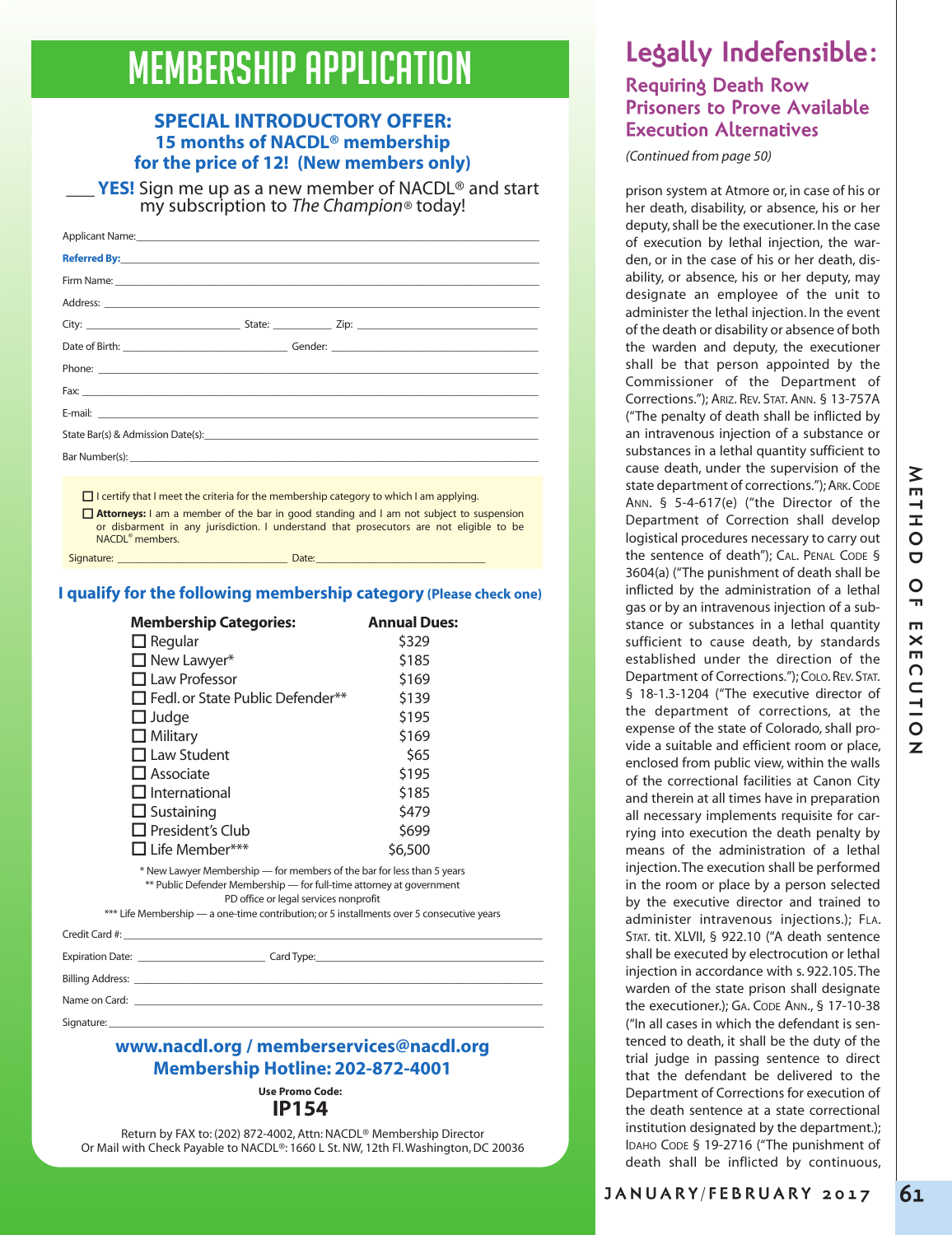# MEMBERSHIP APPLICATION

## SPECIAL INTRODUCTORY OFFER: 15 months of NACDL® membership for the price of 12! (New members only)

___ **YES!** Sign me up as a new member of NACDL® and start my subscription to *The Champion*® today!

Applicant Name: ______________________________

**Referred By:** ______________________________

Firm Name: ______________________________

Address: ______________________________

City: ____________ State: ________ Zip: ____________

Date of Birth: ____________ Gender: ____________

Phone: ______________________________

Fax: ______________________________

E-mail: ______________________________

State Bar(s) & Admission Date(s): ______________________________

Bar Number(s): ______________________________

☐ I certify that I meet the criteria for the membership category to which I am applying.

☐ **Attorneys:** I am a member of the bar in good standing and I am not subject to suspension or disbarment in any jurisdiction. I understand that prosecutors are not eligible to be NACDL® members.

Signature: ____________________ Date: ____________________

### I qualify for the following membership category (Please check one)

| Membership Categories: | Annual Dues: |
|---|---|
| ☐ Regular | $329 |
| ☐ New Lawyer* | $185 |
| ☐ Law Professor | $169 |
| ☐ Fedl. or State Public Defender** | $139 |
| ☐ Judge | $195 |
| ☐ Military | $169 |
| ☐ Law Student | $65 |
| ☐ Associate | $195 |
| ☐ International | $185 |
| ☐ Sustaining | $479 |
| ☐ President's Club | $699 |
| ☐ Life Member*** | $6,500 |

\* New Lawyer Membership — for members of the bar for less than 5 years

\*\* Public Defender Membership — for full-time attorney at government PD office or legal services nonprofit

\*\*\* Life Membership — a one-time contribution; or 5 installments over 5 consecutive years

Credit Card #: ______________________________

Expiration Date: ____________ Card Type: ____________

Billing Address: ______________________________

Name on Card: ______________________________

Signature: ______________________________

**www.nacdl.org / memberservices@nacdl.org**
**Membership Hotline: 202-872-4001**

**Use Promo Code:**
**IP154**

Return by FAX to: (202) 872-4002, Attn: NACDL® Membership Director
Or Mail with Check Payable to NACDL®: 1660 L St. NW, 12th Fl. Washington, DC 20036

# Legally Indefensible:

## Requiring Death Row Prisoners to Prove Available Execution Alternatives

*(Continued from page 50)*

prison system at Atmore or, in case of his or her death, disability, or absence, his or her deputy, shall be the executioner. In the case of execution by lethal injection, the warden, or in the case of his or her death, disability, or absence, his or her deputy, may designate an employee of the unit to administer the lethal injection. In the event of the death or disability or absence of both the warden and deputy, the executioner shall be that person appointed by the Commissioner of the Department of Corrections."); ARIZ. REV. STAT. ANN. § 13-757A ("The penalty of death shall be inflicted by an intravenous injection of a substance or substances in a lethal quantity sufficient to cause death, under the supervision of the state department of corrections."); ARK. CODE ANN. § 5-4-617(e) ("the Director of the Department of Correction shall develop logistical procedures necessary to carry out the sentence of death"); CAL. PENAL CODE § 3604(a) ("The punishment of death shall be inflicted by the administration of a lethal gas or by an intravenous injection of a substance or substances in a lethal quantity sufficient to cause death, by standards established under the direction of the Department of Corrections."); COLO. REV. STAT. § 18-1.3-1204 ("The executive director of the department of corrections, at the expense of the state of Colorado, shall provide a suitable and efficient room or place, enclosed from public view, within the walls of the correctional facilities at Canon City and therein at all times have in preparation all necessary implements requisite for carrying into execution the death penalty by means of the administration of a lethal injection. The execution shall be performed in the room or place by a person selected by the executive director and trained to administer intravenous injections.); FLA. STAT. tit. XLVII, § 922.10 ("A death sentence shall be executed by electrocution or lethal injection in accordance with s. 922.105. The warden of the state prison shall designate the executioner.); GA. CODE ANN., § 17-10-38 ("In all cases in which the defendant is sentenced to death, it shall be the duty of the trial judge in passing sentence to direct that the defendant be delivered to the Department of Corrections for execution of the death sentence at a state correctional institution designated by the department.); IDAHO CODE § 19-2716 ("The punishment of death shall be inflicted by continuous,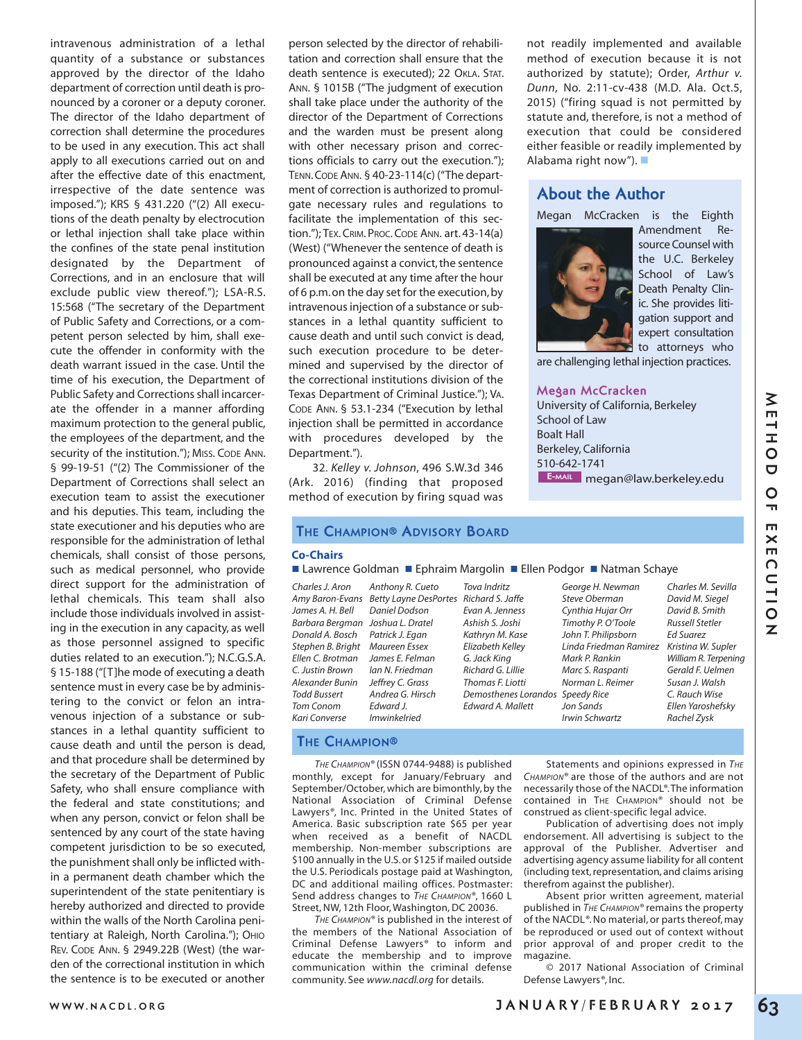intravenous administration of a lethal quantity of a substance or substances approved by the director of the Idaho department of correction until death is pronounced by a coroner or a deputy coroner. The director of the Idaho department of correction shall determine the procedures to be used in any execution. This act shall apply to all executions carried out on and after the effective date of this enactment, irrespective of the date sentence was imposed."); KRS § 431.220 ("(2) All executions of the death penalty by electrocution or lethal injection shall take place within the confines of the state penal institution designated by the Department of Corrections, and in an enclosure that will exclude public view thereof."); LSA-R.S. 15:568 ("The secretary of the Department of Public Safety and Corrections, or a competent person selected by him, shall execute the offender in conformity with the death warrant issued in the case. Until the time of his execution, the Department of Public Safety and Corrections shall incarcerate the offender in a manner affording maximum protection to the general public, the employees of the department, and the security of the institution."); MISS. CODE ANN. § 99-19-51 ("(2) The Commissioner of the Department of Corrections shall select an execution team to assist the executioner and his deputies. This team, including the state executioner and his deputies who are responsible for the administration of lethal chemicals, shall consist of those persons, such as medical personnel, who provide direct support for the administration of lethal chemicals. This team shall also include those individuals involved in assisting in the execution in any capacity, as well as those personnel assigned to specific duties related to an execution."); N.C.G.S.A. § 15-188 ("[T]he mode of executing a death sentence must in every case be by administering to the convict or felon an intravenous injection of a substance or substances in a lethal quantity sufficient to cause death and until the person is dead, and that procedure shall be determined by the secretary of the Department of Public Safety, who shall ensure compliance with the federal and state constitutions; and when any person, convict or felon shall be sentenced by any court of the state having competent jurisdiction to be so executed, the punishment shall only be inflicted within a permanent death chamber which the superintendent of the state penitentiary is hereby authorized and directed to provide within the walls of the North Carolina penitentiary at Raleigh, North Carolina."); OHIO REV. CODE ANN. § 2949.22B (West) (the warden of the correctional institution in which the sentence is to be executed or another person selected by the director of rehabilitation and correction shall ensure that the death sentence is executed); 22 OKLA. STAT. ANN. § 1015B ("The judgment of execution shall take place under the authority of the director of the Department of Corrections and the warden must be present along with other necessary prison and corrections officials to carry out the execution."); TENN. CODE ANN. § 40-23-114(c) ("The department of correction is authorized to promulgate necessary rules and regulations to facilitate the implementation of this section."); TEX. CRIM. PROC. CODE ANN. art. 43-14(a) (West) ("Whenever the sentence of death is pronounced against a convict, the sentence shall be executed at any time after the hour of 6 p.m. on the day set for the execution, by intravenous injection of a substance or substances in a lethal quantity sufficient to cause death and until such convict is dead, such execution procedure to be determined and supervised by the director of the correctional institutions division of the Texas Department of Criminal Justice."); VA. CODE ANN. § 53.1-234 ("Execution by lethal injection shall be permitted in accordance with procedures developed by the Department.").

32. *Kelley v. Johnson*, 496 S.W.3d 346 (Ark. 2016) (finding that proposed method of execution by firing squad was not readily implemented and available method of execution because it is not authorized by statute); Order, *Arthur v. Dunn*, No. 2:11-cv-438 (M.D. Ala. Oct.5, 2015) ("firing squad is not permitted by statute and, therefore, is not a method of execution that could be considered either feasible or readily implemented by Alabama right now").

## About the Author

Megan McCracken is the Eighth Amendment Resource Counsel with the U.C. Berkeley School of Law's Death Penalty Clinic. She provides litigation support and expert consultation to attorneys who are challenging lethal injection practices.

**Megan McCracken**
University of California, Berkeley
School of Law
Boalt Hall
Berkeley, California
510-642-1741
E-MAIL megan@law.berkeley.edu

## The Champion® Advisory Board

**Co-Chairs**
Lawrence Goldman ■ Ephraim Margolin ■ Ellen Podgor ■ Natman Schaye

*Charles J. Aron, Amy Baron-Evans, James A. H. Bell, Barbara Bergman, Donald A. Bosch, Stephen B. Bright, Ellen C. Brotman, C. Justin Brown, Alexander Bunin, Todd Bussert, Tom Conom, Kari Converse, Anthony R. Cueto, Betty Layne DesPortes, Daniel Dodson, Joshua L. Dratel, Patrick J. Egan, Maureen Essex, James E. Felman, Ian N. Friedman, Jeffrey C. Grass, Andrea G. Hirsch, Edward J. Imwinkelried, Tova Indritz, Richard S. Jaffe, Evan A. Jenness, Ashish S. Joshi, Kathryn M. Kase, Elizabeth Kelley, G. Jack King, Richard G. Lillie, Thomas F. Liotti, Demosthenes Lorandos, Edward A. Mallett, George H. Newman, Steve Oberman, Cynthia Hujar Orr, Timothy P. O'Toole, John T. Philipsborn, Linda Friedman Ramirez, Mark P. Rankin, Marc S. Raspanti, Norman L. Reimer, Speedy Rice, Jon Sands, Irwin Schwartz, Charles M. Sevilla, David M. Siegel, David B. Smith, Russell Stetler, Ed Suarez, Kristina W. Supler, William R. Terpening, Gerald F. Uelmen, Susan J. Walsh, C. Rauch Wise, Ellen Yaroshefsky, Rachel Zysk*

## The Champion®

*THE CHAMPION*® (ISSN 0744-9488) is published monthly, except for January/February and September/October, which are bimonthly, by the National Association of Criminal Defense Lawyers®, Inc. Printed in the United States of America. Basic subscription rate $65 per year when received as a benefit of NACDL membership. Non-member subscriptions are $100 annually in the U.S. or $125 if mailed outside the U.S. Periodicals postage paid at Washington, DC and additional mailing offices. Postmaster: Send address changes to *THE CHAMPION*®, 1660 L Street, NW, 12th Floor, Washington, DC 20036.

*THE CHAMPION*® is published in the interest of the members of the National Association of Criminal Defense Lawyers® to inform and educate the membership and to improve communication within the criminal defense community. See *www.nacdl.org* for details.

Statements and opinions expressed in *THE CHAMPION*® are those of the authors and are not necessarily those of the NACDL®. The information contained in THE CHAMPION® should not be construed as client-specific legal advice.

Publication of advertising does not imply endorsement. All advertising is subject to the approval of the Publisher. Advertiser and advertising agency assume liability for all content (including text, representation, and claims arising therefrom against the publisher).

Absent prior written agreement, material published in *THE CHAMPION*® remains the property of the NACDL®. No material, or parts thereof, may be reproduced or used out of context without prior approval of and proper credit to the magazine.

© 2017 National Association of Criminal Defense Lawyers®, Inc.